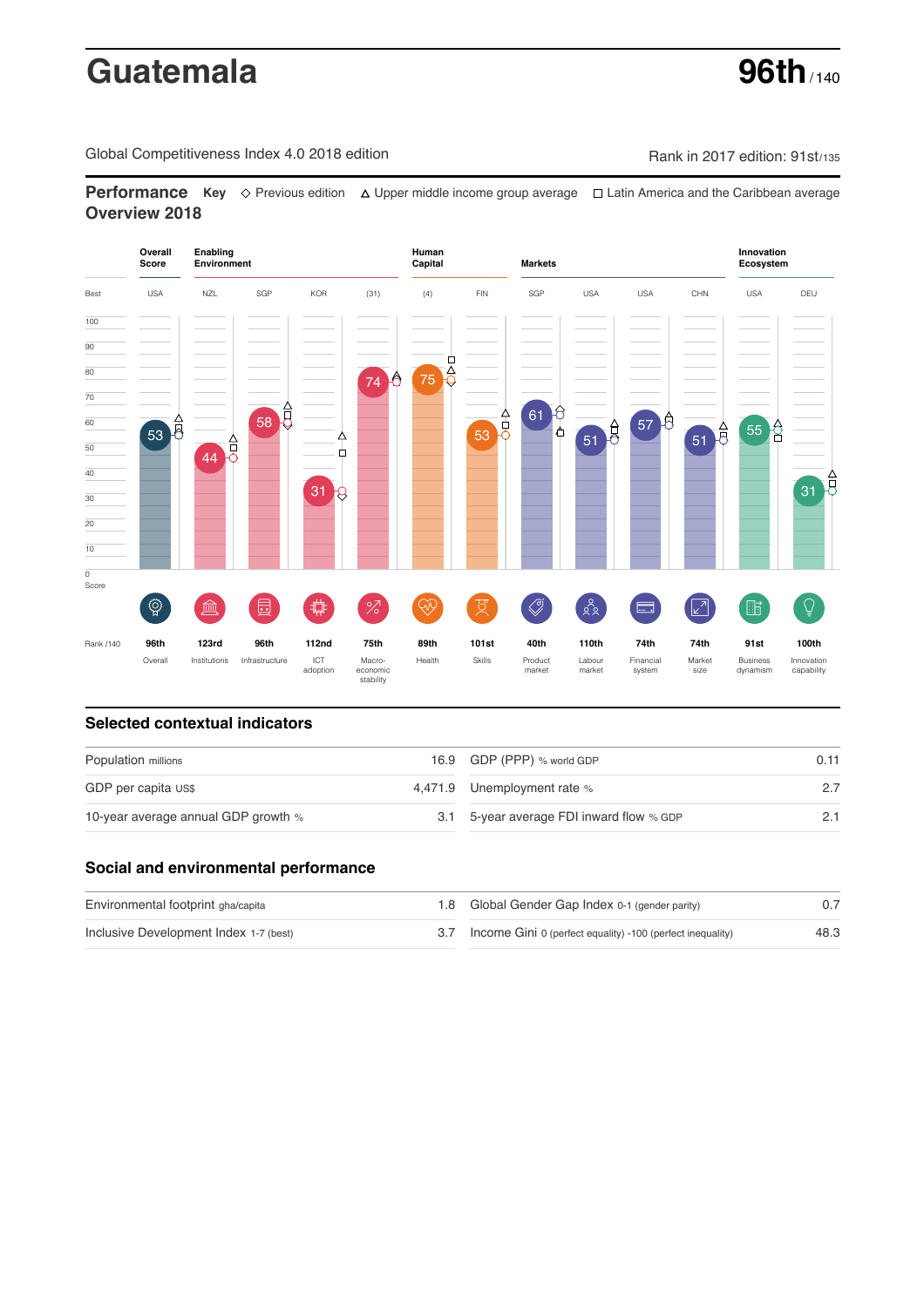# Guatemala

**96th** / 140

Global Competitiveness Index 4.0 2018 edition

Rank in 2017 edition: 91st/135

## Performance Overview 2018

**Key** ◇ Previous edition △ Upper middle income group average □ Latin America and the Caribbean average

| | Overall Score | Enabling Environment | | | | Human Capital | | Markets | | | | Innovation Ecosystem | |
|---|---|---|---|---|---|---|---|---|---|---|---|---|---|
| Best | USA | NZL | SGP | KOR | (31) | (4) | FIN | SGP | USA | USA | CHN | USA | DEU |
| Score | 53 | 44 | 58 | 31 | 74 | 75 | 53 | 61 | 51 | 57 | 51 | 55 | 31 |
| Rank /140 | 96th | 123rd | 96th | 112nd | 75th | 89th | 101st | 40th | 110th | 74th | 74th | 91st | 100th |
| | Overall | Institutions | Infrastructure | ICT adoption | Macro-economic stability | Health | Skills | Product market | Labour market | Financial system | Market size | Business dynamism | Innovation capability |

## Selected contextual indicators

| | | | |
|---|---|---|---|
| Population millions | 16.9 | GDP (PPP) % world GDP | 0.11 |
| GDP per capita US$ | 4,471.9 | Unemployment rate % | 2.7 |
| 10-year average annual GDP growth % | 3.1 | 5-year average FDI inward flow % GDP | 2.1 |

## Social and environmental performance

| | | | |
|---|---|---|---|
| Environmental footprint gha/capita | 1.8 | Global Gender Gap Index 0-1 (gender parity) | 0.7 |
| Inclusive Development Index 1-7 (best) | 3.7 | Income Gini 0 (perfect equality) -100 (perfect inequality) | 48.3 |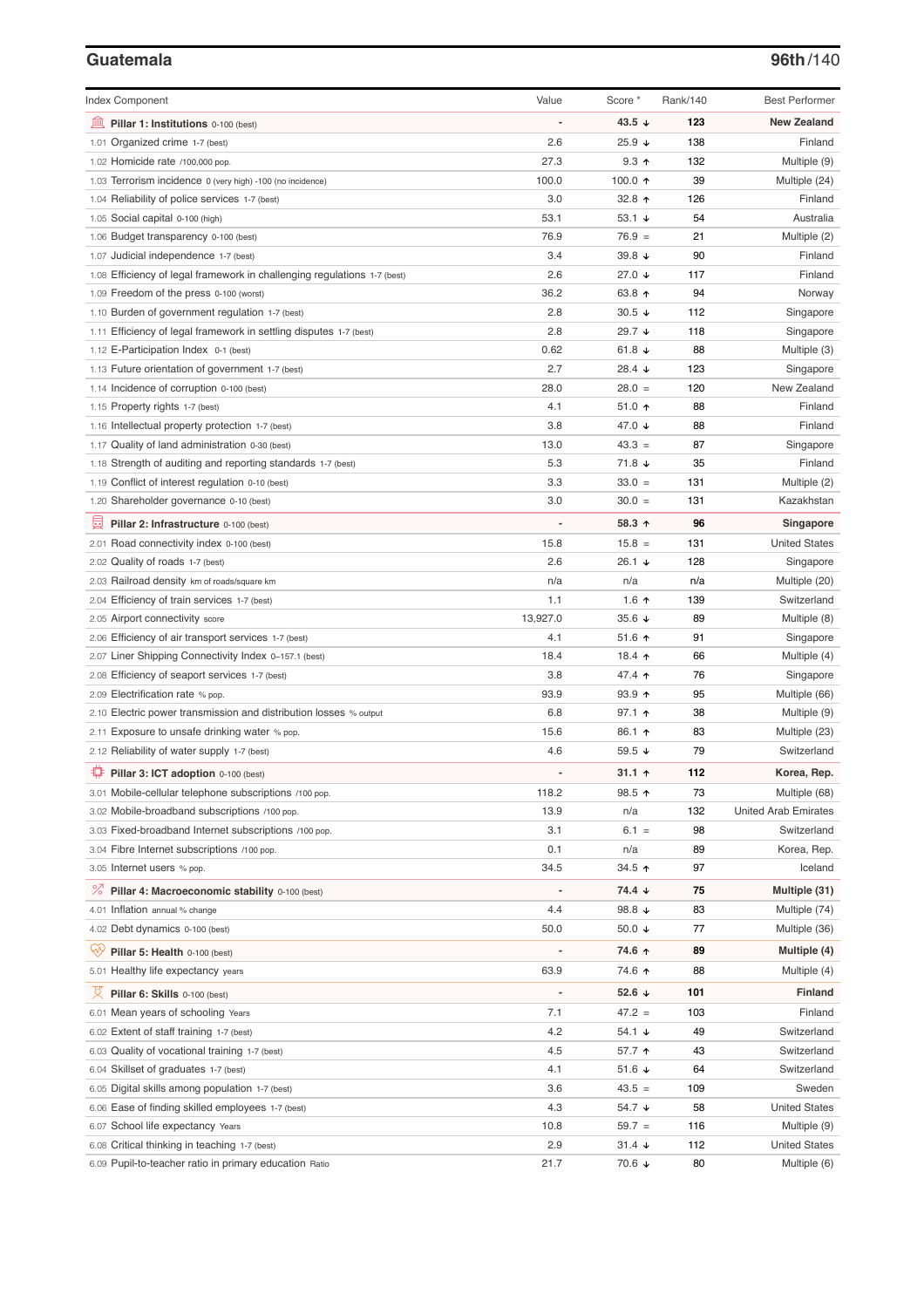## Guatemala

**96th/140**

| Index Component | Value | Score * | Rank/140 | Best Performer |
|---|---|---|---|---|
| **Pillar 1: Institutions** 0-100 (best) | - | **43.5 ↓** | **123** | **New Zealand** |
| 1.01 Organized crime 1-7 (best) | 2.6 | 25.9 ↓ | 138 | Finland |
| 1.02 Homicide rate /100,000 pop. | 27.3 | 9.3 ↑ | 132 | Multiple (9) |
| 1.03 Terrorism incidence 0 (very high) -100 (no incidence) | 100.0 | 100.0 ↑ | 39 | Multiple (24) |
| 1.04 Reliability of police services 1-7 (best) | 3.0 | 32.8 ↑ | 126 | Finland |
| 1.05 Social capital 0-100 (high) | 53.1 | 53.1 ↓ | 54 | Australia |
| 1.06 Budget transparency 0-100 (best) | 76.9 | 76.9 = | 21 | Multiple (2) |
| 1.07 Judicial independence 1-7 (best) | 3.4 | 39.8 ↓ | 90 | Finland |
| 1.08 Efficiency of legal framework in challenging regulations 1-7 (best) | 2.6 | 27.0 ↓ | 117 | Finland |
| 1.09 Freedom of the press 0-100 (worst) | 36.2 | 63.8 ↑ | 94 | Norway |
| 1.10 Burden of government regulation 1-7 (best) | 2.8 | 30.5 ↓ | 112 | Singapore |
| 1.11 Efficiency of legal framework in settling disputes 1-7 (best) | 2.8 | 29.7 ↓ | 118 | Singapore |
| 1.12 E-Participation Index 0-1 (best) | 0.62 | 61.8 ↓ | 88 | Multiple (3) |
| 1.13 Future orientation of government 1-7 (best) | 2.7 | 28.4 ↓ | 123 | Singapore |
| 1.14 Incidence of corruption 0-100 (best) | 28.0 | 28.0 = | 120 | New Zealand |
| 1.15 Property rights 1-7 (best) | 4.1 | 51.0 ↑ | 88 | Finland |
| 1.16 Intellectual property protection 1-7 (best) | 3.8 | 47.0 ↓ | 88 | Finland |
| 1.17 Quality of land administration 0-30 (best) | 13.0 | 43.3 = | 87 | Singapore |
| 1.18 Strength of auditing and reporting standards 1-7 (best) | 5.3 | 71.8 ↓ | 35 | Finland |
| 1.19 Conflict of interest regulation 0-10 (best) | 3.3 | 33.0 = | 131 | Multiple (2) |
| 1.20 Shareholder governance 0-10 (best) | 3.0 | 30.0 = | 131 | Kazakhstan |
| **Pillar 2: Infrastructure** 0-100 (best) | - | **58.3 ↑** | **96** | **Singapore** |
| 2.01 Road connectivity index 0-100 (best) | 15.8 | 15.8 = | 131 | United States |
| 2.02 Quality of roads 1-7 (best) | 2.6 | 26.1 ↓ | 128 | Singapore |
| 2.03 Railroad density km of roads/square km | n/a | n/a | n/a | Multiple (20) |
| 2.04 Efficiency of train services 1-7 (best) | 1.1 | 1.6 ↑ | 139 | Switzerland |
| 2.05 Airport connectivity score | 13,927.0 | 35.6 ↓ | 89 | Multiple (8) |
| 2.06 Efficiency of air transport services 1-7 (best) | 4.1 | 51.6 ↑ | 91 | Singapore |
| 2.07 Liner Shipping Connectivity Index 0–157.1 (best) | 18.4 | 18.4 ↑ | 66 | Multiple (4) |
| 2.08 Efficiency of seaport services 1-7 (best) | 3.8 | 47.4 ↑ | 76 | Singapore |
| 2.09 Electrification rate % pop. | 93.9 | 93.9 ↑ | 95 | Multiple (66) |
| 2.10 Electric power transmission and distribution losses % output | 6.8 | 97.1 ↑ | 38 | Multiple (9) |
| 2.11 Exposure to unsafe drinking water % pop. | 15.6 | 86.1 ↑ | 83 | Multiple (23) |
| 2.12 Reliability of water supply 1-7 (best) | 4.6 | 59.5 ↓ | 79 | Switzerland |
| **Pillar 3: ICT adoption** 0-100 (best) | - | **31.1 ↑** | **112** | **Korea, Rep.** |
| 3.01 Mobile-cellular telephone subscriptions /100 pop. | 118.2 | 98.5 ↑ | 73 | Multiple (68) |
| 3.02 Mobile-broadband subscriptions /100 pop. | 13.9 | n/a | 132 | United Arab Emirates |
| 3.03 Fixed-broadband Internet subscriptions /100 pop. | 3.1 | 6.1 = | 98 | Switzerland |
| 3.04 Fibre Internet subscriptions /100 pop. | 0.1 | n/a | 89 | Korea, Rep. |
| 3.05 Internet users % pop. | 34.5 | 34.5 ↑ | 97 | Iceland |
| **Pillar 4: Macroeconomic stability** 0-100 (best) | - | **74.4 ↓** | **75** | **Multiple (31)** |
| 4.01 Inflation annual % change | 4.4 | 98.8 ↓ | 83 | Multiple (74) |
| 4.02 Debt dynamics 0-100 (best) | 50.0 | 50.0 ↓ | 77 | Multiple (36) |
| **Pillar 5: Health** 0-100 (best) | - | **74.6 ↑** | **89** | **Multiple (4)** |
| 5.01 Healthy life expectancy years | 63.9 | 74.6 ↑ | 88 | Multiple (4) |
| **Pillar 6: Skills** 0-100 (best) | - | **52.6 ↓** | **101** | **Finland** |
| 6.01 Mean years of schooling Years | 7.1 | 47.2 = | 103 | Finland |
| 6.02 Extent of staff training 1-7 (best) | 4.2 | 54.1 ↓ | 49 | Switzerland |
| 6.03 Quality of vocational training 1-7 (best) | 4.5 | 57.7 ↑ | 43 | Switzerland |
| 6.04 Skillset of graduates 1-7 (best) | 4.1 | 51.6 ↓ | 64 | Switzerland |
| 6.05 Digital skills among population 1-7 (best) | 3.6 | 43.5 = | 109 | Sweden |
| 6.06 Ease of finding skilled employees 1-7 (best) | 4.3 | 54.7 ↓ | 58 | United States |
| 6.07 School life expectancy Years | 10.8 | 59.7 = | 116 | Multiple (9) |
| 6.08 Critical thinking in teaching 1-7 (best) | 2.9 | 31.4 ↓ | 112 | United States |
| 6.09 Pupil-to-teacher ratio in primary education Ratio | 21.7 | 70.6 ↓ | 80 | Multiple (6) |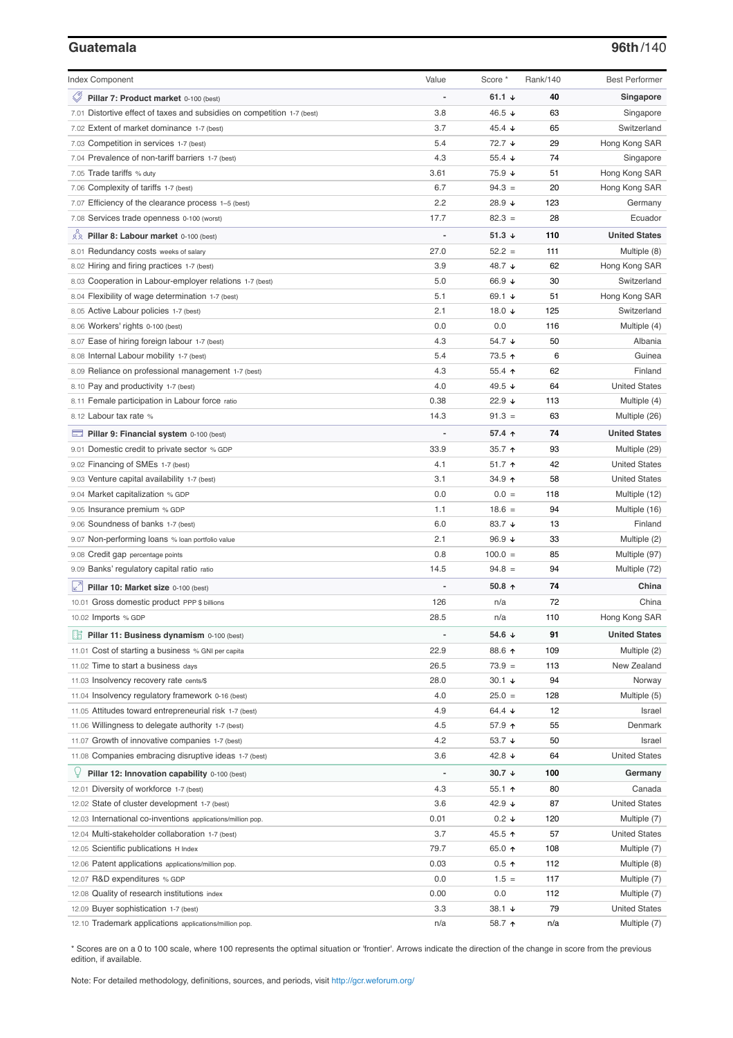## Guatemala

**96th**/140

| Index Component | Value | Score * | Rank/140 | Best Performer |
|---|---|---|---|---|
| **Pillar 7: Product market** 0-100 (best) | - | **61.1 ↓** | **40** | **Singapore** |
| 7.01 Distortive effect of taxes and subsidies on competition 1-7 (best) | 3.8 | 46.5 ↓ | 63 | Singapore |
| 7.02 Extent of market dominance 1-7 (best) | 3.7 | 45.4 ↓ | 65 | Switzerland |
| 7.03 Competition in services 1-7 (best) | 5.4 | 72.7 ↓ | 29 | Hong Kong SAR |
| 7.04 Prevalence of non-tariff barriers 1-7 (best) | 4.3 | 55.4 ↓ | 74 | Singapore |
| 7.05 Trade tariffs % duty | 3.61 | 75.9 ↓ | 51 | Hong Kong SAR |
| 7.06 Complexity of tariffs 1-7 (best) | 6.7 | 94.3 = | 20 | Hong Kong SAR |
| 7.07 Efficiency of the clearance process 1–5 (best) | 2.2 | 28.9 ↓ | 123 | Germany |
| 7.08 Services trade openness 0-100 (worst) | 17.7 | 82.3 = | 28 | Ecuador |
| **Pillar 8: Labour market** 0-100 (best) | - | **51.3 ↓** | **110** | **United States** |
| 8.01 Redundancy costs weeks of salary | 27.0 | 52.2 = | 111 | Multiple (8) |
| 8.02 Hiring and firing practices 1-7 (best) | 3.9 | 48.7 ↓ | 62 | Hong Kong SAR |
| 8.03 Cooperation in Labour-employer relations 1-7 (best) | 5.0 | 66.9 ↓ | 30 | Switzerland |
| 8.04 Flexibility of wage determination 1-7 (best) | 5.1 | 69.1 ↓ | 51 | Hong Kong SAR |
| 8.05 Active Labour policies 1-7 (best) | 2.1 | 18.0 ↓ | 125 | Switzerland |
| 8.06 Workers' rights 0-100 (best) | 0.0 | 0.0 | 116 | Multiple (4) |
| 8.07 Ease of hiring foreign labour 1-7 (best) | 4.3 | 54.7 ↓ | 50 | Albania |
| 8.08 Internal Labour mobility 1-7 (best) | 5.4 | 73.5 ↑ | 6 | Guinea |
| 8.09 Reliance on professional management 1-7 (best) | 4.3 | 55.4 ↑ | 62 | Finland |
| 8.10 Pay and productivity 1-7 (best) | 4.0 | 49.5 ↓ | 64 | United States |
| 8.11 Female participation in Labour force ratio | 0.38 | 22.9 ↓ | 113 | Multiple (4) |
| 8.12 Labour tax rate % | 14.3 | 91.3 = | 63 | Multiple (26) |
| **Pillar 9: Financial system** 0-100 (best) | - | **57.4 ↑** | **74** | **United States** |
| 9.01 Domestic credit to private sector % GDP | 33.9 | 35.7 ↑ | 93 | Multiple (29) |
| 9.02 Financing of SMEs 1-7 (best) | 4.1 | 51.7 ↑ | 42 | United States |
| 9.03 Venture capital availability 1-7 (best) | 3.1 | 34.9 ↑ | 58 | United States |
| 9.04 Market capitalization % GDP | 0.0 | 0.0 = | 118 | Multiple (12) |
| 9.05 Insurance premium % GDP | 1.1 | 18.6 = | 94 | Multiple (16) |
| 9.06 Soundness of banks 1-7 (best) | 6.0 | 83.7 ↓ | 13 | Finland |
| 9.07 Non-performing loans % loan portfolio value | 2.1 | 96.9 ↓ | 33 | Multiple (2) |
| 9.08 Credit gap percentage points | 0.8 | 100.0 = | 85 | Multiple (97) |
| 9.09 Banks' regulatory capital ratio ratio | 14.5 | 94.8 = | 94 | Multiple (72) |
| **Pillar 10: Market size** 0-100 (best) | - | **50.8 ↑** | **74** | **China** |
| 10.01 Gross domestic product PPP $ billions | 126 | n/a | 72 | China |
| 10.02 Imports % GDP | 28.5 | n/a | 110 | Hong Kong SAR |
| **Pillar 11: Business dynamism** 0-100 (best) | - | **54.6 ↓** | **91** | **United States** |
| 11.01 Cost of starting a business % GNI per capita | 22.9 | 88.6 ↑ | 109 | Multiple (2) |
| 11.02 Time to start a business days | 26.5 | 73.9 = | 113 | New Zealand |
| 11.03 Insolvency recovery rate cents/$ | 28.0 | 30.1 ↓ | 94 | Norway |
| 11.04 Insolvency regulatory framework 0-16 (best) | 4.0 | 25.0 = | 128 | Multiple (5) |
| 11.05 Attitudes toward entrepreneurial risk 1-7 (best) | 4.9 | 64.4 ↓ | 12 | Israel |
| 11.06 Willingness to delegate authority 1-7 (best) | 4.5 | 57.9 ↑ | 55 | Denmark |
| 11.07 Growth of innovative companies 1-7 (best) | 4.2 | 53.7 ↓ | 50 | Israel |
| 11.08 Companies embracing disruptive ideas 1-7 (best) | 3.6 | 42.8 ↓ | 64 | United States |
| **Pillar 12: Innovation capability** 0-100 (best) | - | **30.7 ↓** | **100** | **Germany** |
| 12.01 Diversity of workforce 1-7 (best) | 4.3 | 55.1 ↑ | 80 | Canada |
| 12.02 State of cluster development 1-7 (best) | 3.6 | 42.9 ↓ | 87 | United States |
| 12.03 International co-inventions applications/million pop. | 0.01 | 0.2 ↓ | 120 | Multiple (7) |
| 12.04 Multi-stakeholder collaboration 1-7 (best) | 3.7 | 45.5 ↑ | 57 | United States |
| 12.05 Scientific publications H Index | 79.7 | 65.0 ↑ | 108 | Multiple (7) |
| 12.06 Patent applications applications/million pop. | 0.03 | 0.5 ↑ | 112 | Multiple (8) |
| 12.07 R&D expenditures % GDP | 0.0 | 1.5 = | 117 | Multiple (7) |
| 12.08 Quality of research institutions index | 0.00 | 0.0 | 112 | Multiple (7) |
| 12.09 Buyer sophistication 1-7 (best) | 3.3 | 38.1 ↓ | 79 | United States |
| 12.10 Trademark applications applications/million pop. | n/a | 58.7 ↑ | n/a | Multiple (7) |

* Scores are on a 0 to 100 scale, where 100 represents the optimal situation or 'frontier'. Arrows indicate the direction of the change in score from the previous edition, if available.

Note: For detailed methodology, definitions, sources, and periods, visit http://gcr.weforum.org/